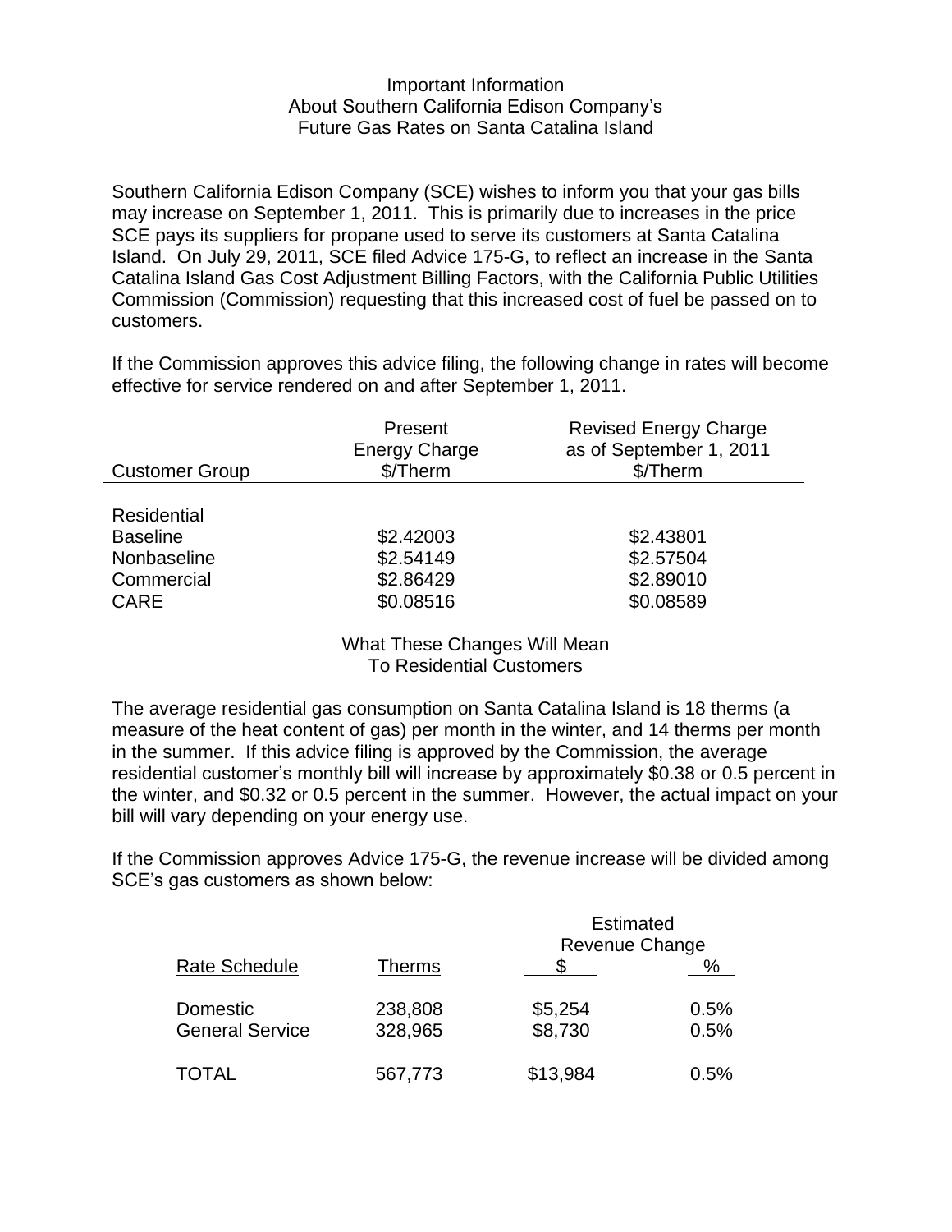# Important Information About Southern California Edison Company's Future Gas Rates on Santa Catalina Island

Southern California Edison Company (SCE) wishes to inform you that your gas bills may increase on September 1, 2011. This is primarily due to increases in the price SCE pays its suppliers for propane used to serve its customers at Santa Catalina Island. On July 29, 2011, SCE filed Advice 175-G, to reflect an increase in the Santa Catalina Island Gas Cost Adjustment Billing Factors, with the California Public Utilities Commission (Commission) requesting that this increased cost of fuel be passed on to customers.

If the Commission approves this advice filing, the following change in rates will become effective for service rendered on and after September 1, 2011.

| Customer Group | Present Energy Charge $/Therm | Revised Energy Charge as of September 1, 2011 $/Therm |
|---|---|---|
| Residential | | |
| Baseline | $2.42003 | $2.43801 |
| Nonbaseline | $2.54149 | $2.57504 |
| Commercial | $2.86429 | $2.89010 |
| CARE | $0.08516 | $0.08589 |

## What These Changes Will Mean To Residential Customers

The average residential gas consumption on Santa Catalina Island is 18 therms (a measure of the heat content of gas) per month in the winter, and 14 therms per month in the summer. If this advice filing is approved by the Commission, the average residential customer's monthly bill will increase by approximately $0.38 or 0.5 percent in the winter, and $0.32 or 0.5 percent in the summer. However, the actual impact on your bill will vary depending on your energy use.

If the Commission approves Advice 175-G, the revenue increase will be divided among SCE's gas customers as shown below:

| Rate Schedule | Therms | Estimated Revenue Change $ | % |
|---|---|---|---|
| Domestic | 238,808 | $5,254 | 0.5% |
| General Service | 328,965 | $8,730 | 0.5% |
| TOTAL | 567,773 | $13,984 | 0.5% |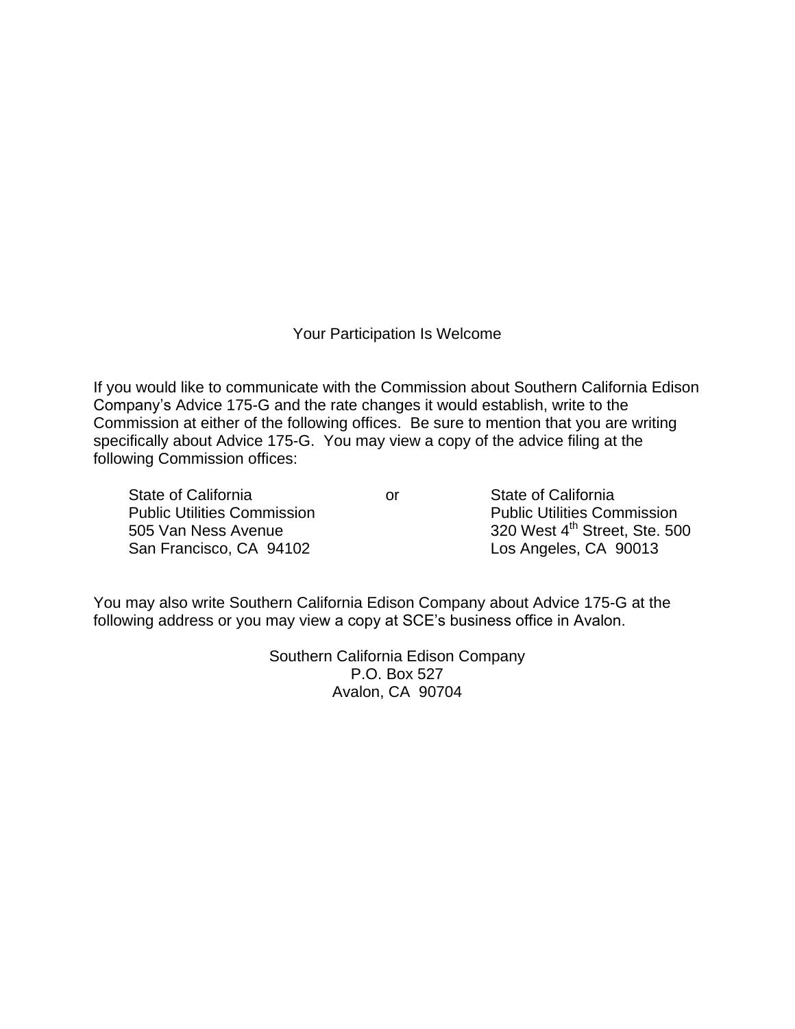## Your Participation Is Welcome

If you would like to communicate with the Commission about Southern California Edison Company's Advice 175-G and the rate changes it would establish, write to the Commission at either of the following offices. Be sure to mention that you are writing specifically about Advice 175-G. You may view a copy of the advice filing at the following Commission offices:

| | | |
|---|---|---|
| State of California<br>Public Utilities Commission<br>505 Van Ness Avenue<br>San Francisco, CA 94102 | or | State of California<br>Public Utilities Commission<br>320 West 4th Street, Ste. 500<br>Los Angeles, CA 90013 |

You may also write Southern California Edison Company about Advice 175-G at the following address or you may view a copy at SCE's business office in Avalon.

Southern California Edison Company
P.O. Box 527
Avalon, CA 90704